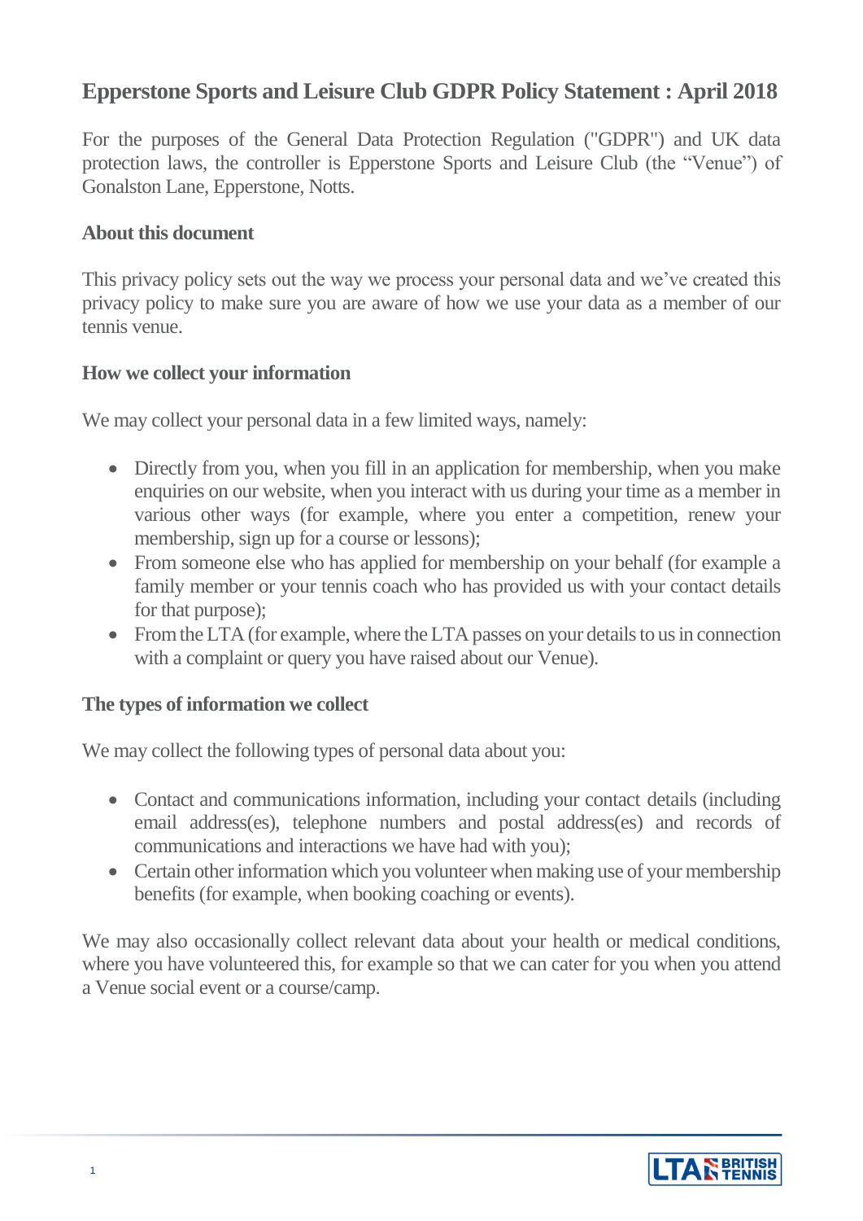# Epperstone Sports and Leisure Club GDPR Policy Statement : April 2018

For the purposes of the General Data Protection Regulation ("GDPR") and UK data protection laws, the controller is Epperstone Sports and Leisure Club (the "Venue") of Gonalston Lane, Epperstone, Notts.

### About this document

This privacy policy sets out the way we process your personal data and we've created this privacy policy to make sure you are aware of how we use your data as a member of our tennis venue.

### How we collect your information

We may collect your personal data in a few limited ways, namely:

- Directly from you, when you fill in an application for membership, when you make enquiries on our website, when you interact with us during your time as a member in various other ways (for example, where you enter a competition, renew your membership, sign up for a course or lessons);
- From someone else who has applied for membership on your behalf (for example a family member or your tennis coach who has provided us with your contact details for that purpose);
- From the LTA (for example, where the LTA passes on your details to us in connection with a complaint or query you have raised about our Venue).

### The types of information we collect

We may collect the following types of personal data about you:

- Contact and communications information, including your contact details (including email address(es), telephone numbers and postal address(es) and records of communications and interactions we have had with you);
- Certain other information which you volunteer when making use of your membership benefits (for example, when booking coaching or events).

We may also occasionally collect relevant data about your health or medical conditions, where you have volunteered this, for example so that we can cater for you when you attend a Venue social event or a course/camp.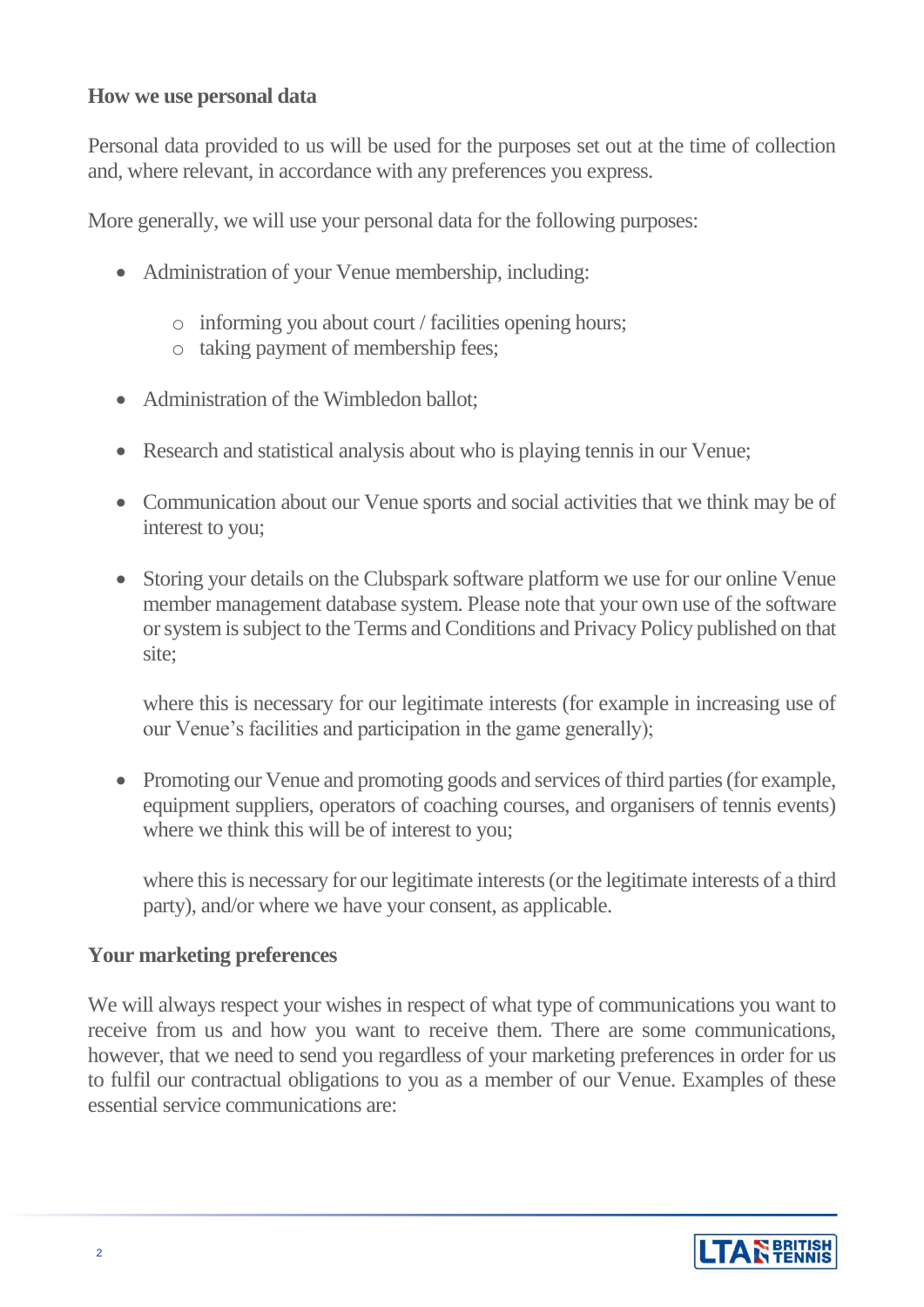**How we use personal data**

Personal data provided to us will be used for the purposes set out at the time of collection and, where relevant, in accordance with any preferences you express.

More generally, we will use your personal data for the following purposes:

- Administration of your Venue membership, including:
    - informing you about court / facilities opening hours;
    - taking payment of membership fees;
- Administration of the Wimbledon ballot;
- Research and statistical analysis about who is playing tennis in our Venue;
- Communication about our Venue sports and social activities that we think may be of interest to you;
- Storing your details on the Clubspark software platform we use for our online Venue member management database system. Please note that your own use of the software or system is subject to the Terms and Conditions and Privacy Policy published on that site;

  where this is necessary for our legitimate interests (for example in increasing use of our Venue's facilities and participation in the game generally);

- Promoting our Venue and promoting goods and services of third parties (for example, equipment suppliers, operators of coaching courses, and organisers of tennis events) where we think this will be of interest to you;

  where this is necessary for our legitimate interests (or the legitimate interests of a third party), and/or where we have your consent, as applicable.

**Your marketing preferences**

We will always respect your wishes in respect of what type of communications you want to receive from us and how you want to receive them. There are some communications, however, that we need to send you regardless of your marketing preferences in order for us to fulfil our contractual obligations to you as a member of our Venue. Examples of these essential service communications are: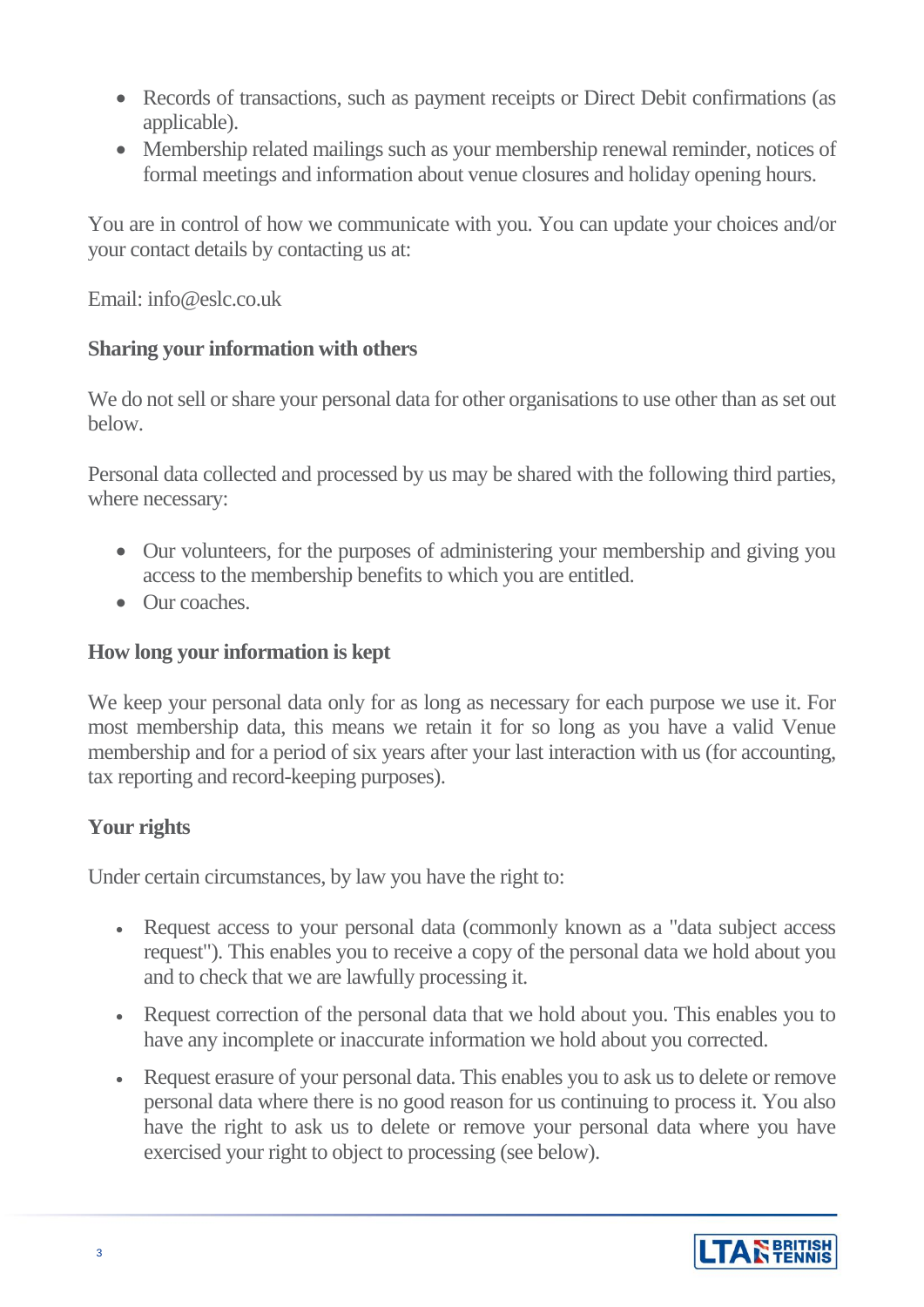- Records of transactions, such as payment receipts or Direct Debit confirmations (as applicable).
- Membership related mailings such as your membership renewal reminder, notices of formal meetings and information about venue closures and holiday opening hours.

You are in control of how we communicate with you. You can update your choices and/or your contact details by contacting us at:

Email: info@eslc.co.uk

**Sharing your information with others**

We do not sell or share your personal data for other organisations to use other than as set out below.

Personal data collected and processed by us may be shared with the following third parties, where necessary:

- Our volunteers, for the purposes of administering your membership and giving you access to the membership benefits to which you are entitled.
- Our coaches.

**How long your information is kept**

We keep your personal data only for as long as necessary for each purpose we use it. For most membership data, this means we retain it for so long as you have a valid Venue membership and for a period of six years after your last interaction with us (for accounting, tax reporting and record-keeping purposes).

**Your rights**

Under certain circumstances, by law you have the right to:

- Request access to your personal data (commonly known as a "data subject access request"). This enables you to receive a copy of the personal data we hold about you and to check that we are lawfully processing it.
- Request correction of the personal data that we hold about you. This enables you to have any incomplete or inaccurate information we hold about you corrected.
- Request erasure of your personal data. This enables you to ask us to delete or remove personal data where there is no good reason for us continuing to process it. You also have the right to ask us to delete or remove your personal data where you have exercised your right to object to processing (see below).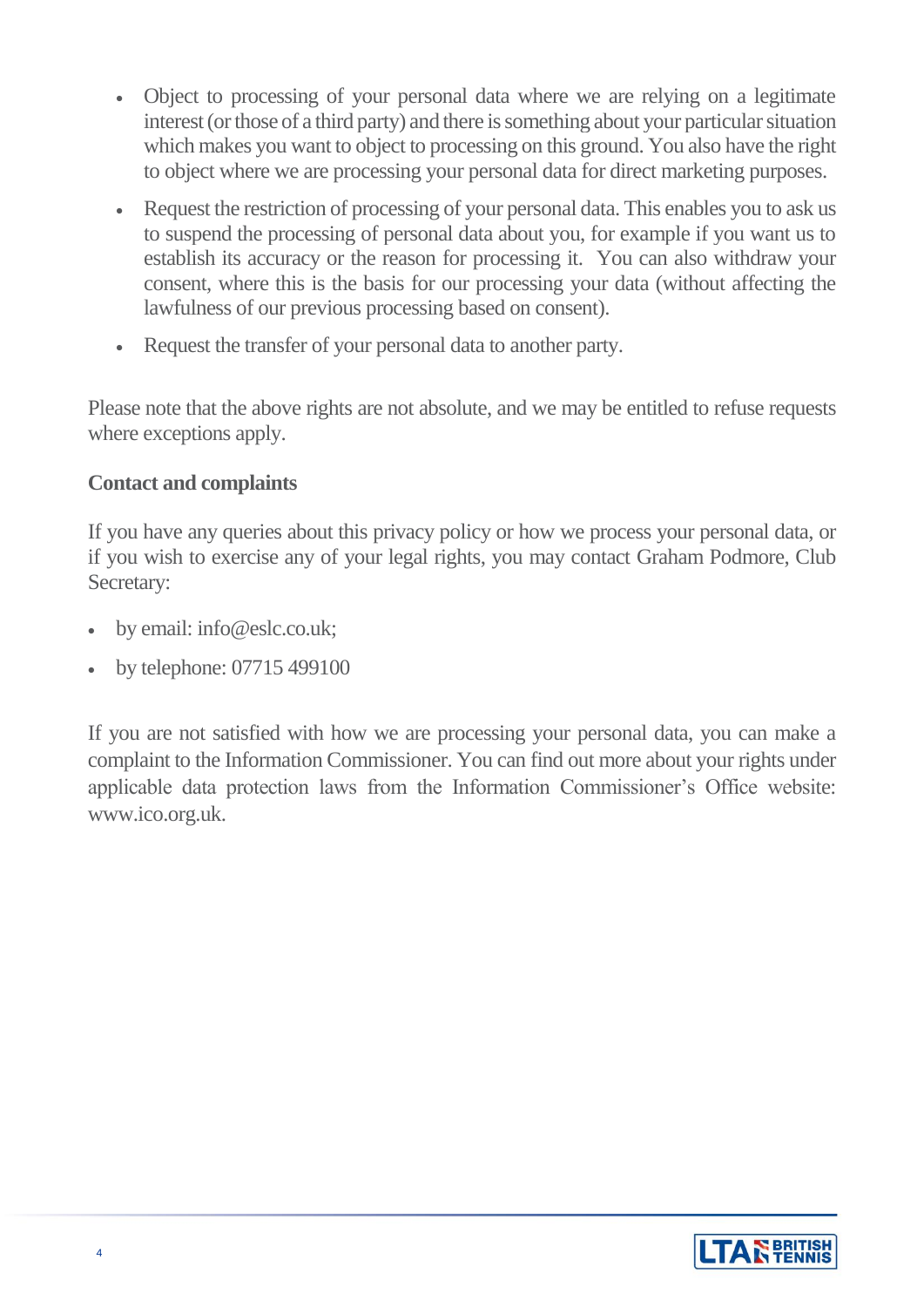- Object to processing of your personal data where we are relying on a legitimate interest (or those of a third party) and there is something about your particular situation which makes you want to object to processing on this ground. You also have the right to object where we are processing your personal data for direct marketing purposes.
- Request the restriction of processing of your personal data. This enables you to ask us to suspend the processing of personal data about you, for example if you want us to establish its accuracy or the reason for processing it. You can also withdraw your consent, where this is the basis for our processing your data (without affecting the lawfulness of our previous processing based on consent).
- Request the transfer of your personal data to another party.

Please note that the above rights are not absolute, and we may be entitled to refuse requests where exceptions apply.

**Contact and complaints**

If you have any queries about this privacy policy or how we process your personal data, or if you wish to exercise any of your legal rights, you may contact Graham Podmore, Club Secretary:

- by email: info@eslc.co.uk;
- by telephone: 07715 499100

If you are not satisfied with how we are processing your personal data, you can make a complaint to the Information Commissioner. You can find out more about your rights under applicable data protection laws from the Information Commissioner's Office website: www.ico.org.uk.